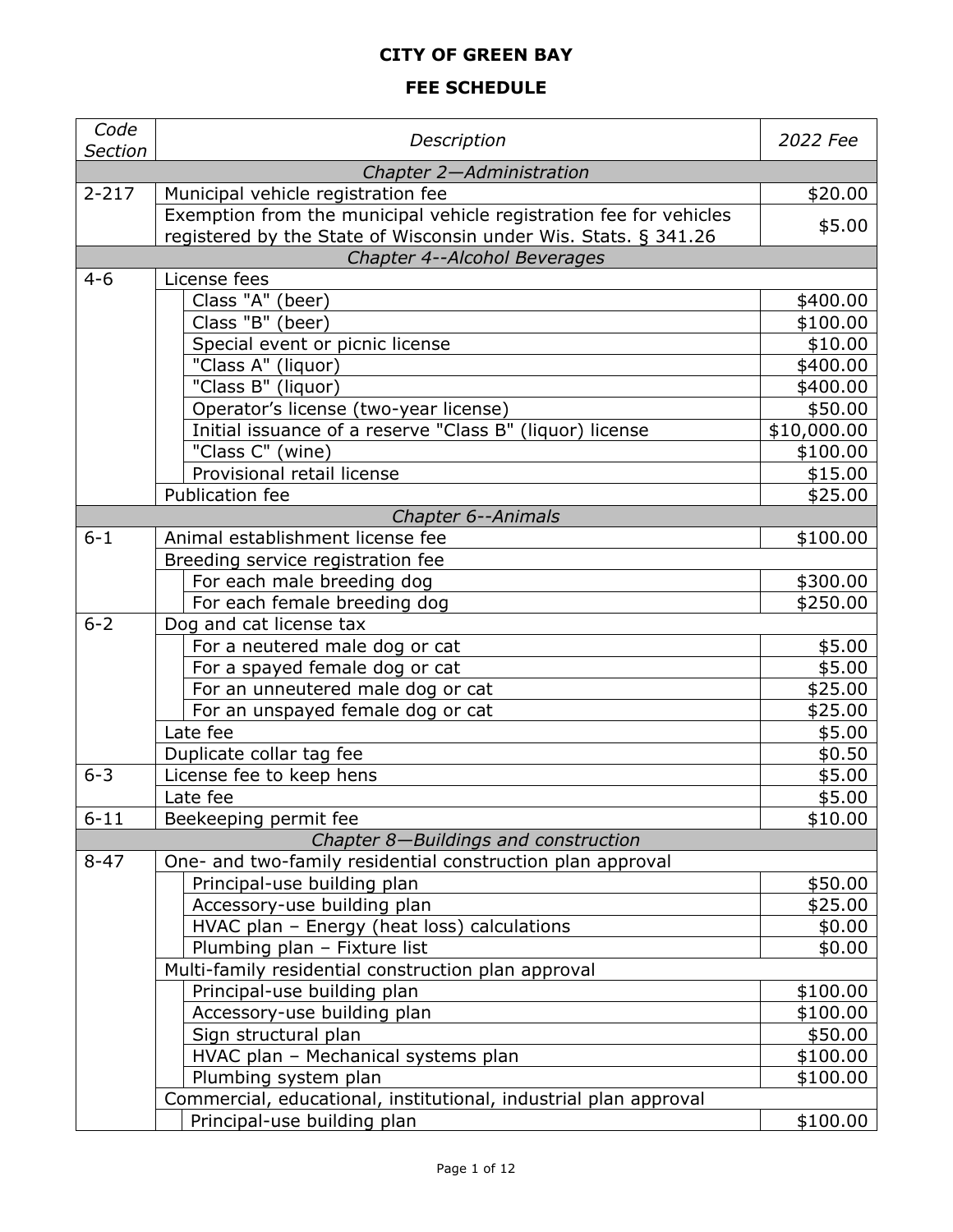# CITY OF GREEN BAY

## FEE SCHEDULE

| *Code Section* | *Description* | *2022 Fee* |
|---|---|---|
| | *Chapter 2—Administration* | |
| 2-217 | Municipal vehicle registration fee | $20.00 |
| | Exemption from the municipal vehicle registration fee for vehicles registered by the State of Wisconsin under Wis. Stats. § 341.26 | $5.00 |
| | *Chapter 4--Alcohol Beverages* | |
| 4-6 | License fees | |
| | Class "A" (beer) | $400.00 |
| | Class "B" (beer) | $100.00 |
| | Special event or picnic license | $10.00 |
| | "Class A" (liquor) | $400.00 |
| | "Class B" (liquor) | $400.00 |
| | Operator's license (two-year license) | $50.00 |
| | Initial issuance of a reserve "Class B" (liquor) license | $10,000.00 |
| | "Class C" (wine) | $100.00 |
| | Provisional retail license | $15.00 |
| | Publication fee | $25.00 |
| | *Chapter 6--Animals* | |
| 6-1 | Animal establishment license fee | $100.00 |
| | Breeding service registration fee | |
| | For each male breeding dog | $300.00 |
| | For each female breeding dog | $250.00 |
| 6-2 | Dog and cat license tax | |
| | For a neutered male dog or cat | $5.00 |
| | For a spayed female dog or cat | $5.00 |
| | For an unneutered male dog or cat | $25.00 |
| | For an unspayed female dog or cat | $25.00 |
| | Late fee | $5.00 |
| | Duplicate collar tag fee | $0.50 |
| 6-3 | License fee to keep hens | $5.00 |
| | Late fee | $5.00 |
| 6-11 | Beekeeping permit fee | $10.00 |
| | *Chapter 8—Buildings and construction* | |
| 8-47 | One- and two-family residential construction plan approval | |
| | Principal-use building plan | $50.00 |
| | Accessory-use building plan | $25.00 |
| | HVAC plan – Energy (heat loss) calculations | $0.00 |
| | Plumbing plan – Fixture list | $0.00 |
| | Multi-family residential construction plan approval | |
| | Principal-use building plan | $100.00 |
| | Accessory-use building plan | $100.00 |
| | Sign structural plan | $50.00 |
| | HVAC plan – Mechanical systems plan | $100.00 |
| | Plumbing system plan | $100.00 |
| | Commercial, educational, institutional, industrial plan approval | |
| | Principal-use building plan | $100.00 |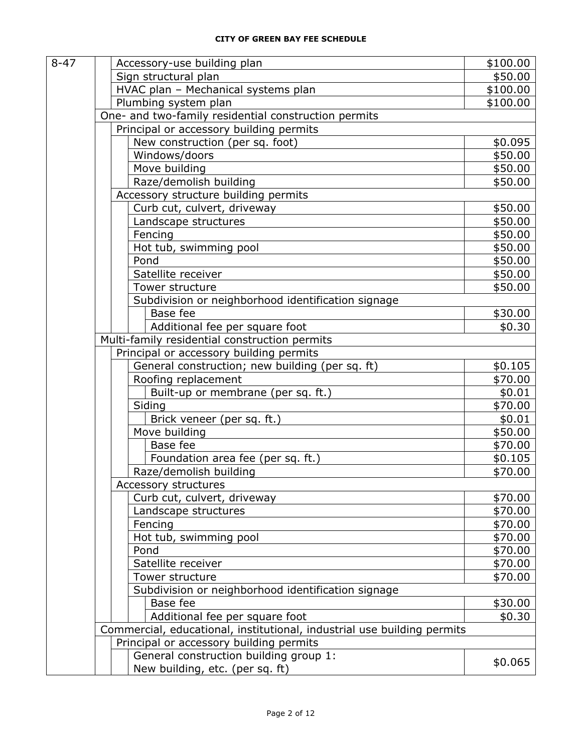**CITY OF GREEN BAY FEE SCHEDULE**

| Section | Description | Fee |
|---|---|---|
| 8-47 | Accessory-use building plan | $100.00 |
| | Sign structural plan | $50.00 |
| | HVAC plan – Mechanical systems plan | $100.00 |
| | Plumbing system plan | $100.00 |
| | One- and two-family residential construction permits | |
| | Principal or accessory building permits | |
| | New construction (per sq. foot) | $0.095 |
| | Windows/doors | $50.00 |
| | Move building | $50.00 |
| | Raze/demolish building | $50.00 |
| | Accessory structure building permits | |
| | Curb cut, culvert, driveway | $50.00 |
| | Landscape structures | $50.00 |
| | Fencing | $50.00 |
| | Hot tub, swimming pool | $50.00 |
| | Pond | $50.00 |
| | Satellite receiver | $50.00 |
| | Tower structure | $50.00 |
| | Subdivision or neighborhood identification signage | |
| | Base fee | $30.00 |
| | Additional fee per square foot | $0.30 |
| | Multi-family residential construction permits | |
| | Principal or accessory building permits | |
| | General construction; new building (per sq. ft) | $0.105 |
| | Roofing replacement | $70.00 |
| | Built-up or membrane (per sq. ft.) | $0.01 |
| | Siding | $70.00 |
| | Brick veneer (per sq. ft.) | $0.01 |
| | Move building | $50.00 |
| | Base fee | $70.00 |
| | Foundation area fee (per sq. ft.) | $0.105 |
| | Raze/demolish building | $70.00 |
| | Accessory structures | |
| | Curb cut, culvert, driveway | $70.00 |
| | Landscape structures | $70.00 |
| | Fencing | $70.00 |
| | Hot tub, swimming pool | $70.00 |
| | Pond | $70.00 |
| | Satellite receiver | $70.00 |
| | Tower structure | $70.00 |
| | Subdivision or neighborhood identification signage | |
| | Base fee | $30.00 |
| | Additional fee per square foot | $0.30 |
| | Commercial, educational, institutional, industrial use building permits | |
| | Principal or accessory building permits | |
| | General construction building group 1: New building, etc. (per sq. ft) | $0.065 |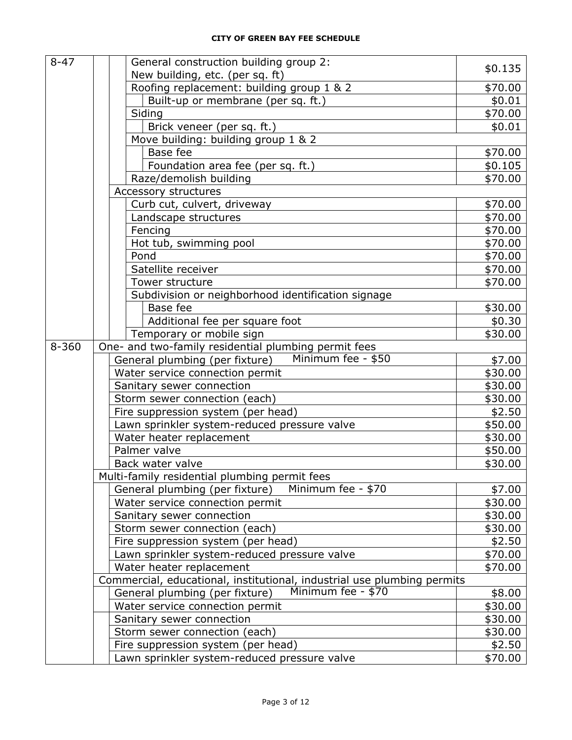**CITY OF GREEN BAY FEE SCHEDULE**

| Section | | | | Description | Fee |
|---|---|---|---|---|---|
| 8-47 | | | | General construction building group 2: New building, etc. (per sq. ft) | $0.135 |
| | | | | Roofing replacement: building group 1 & 2 | $70.00 |
| | | | | Built-up or membrane (per sq. ft.) | $0.01 |
| | | | | Siding | $70.00 |
| | | | | Brick veneer (per sq. ft.) | $0.01 |
| | | | | Move building: building group 1 & 2 | |
| | | | | Base fee | $70.00 |
| | | | | Foundation area fee (per sq. ft.) | $0.105 |
| | | | | Raze/demolish building | $70.00 |
| | | | | Accessory structures | |
| | | | | Curb cut, culvert, driveway | $70.00 |
| | | | | Landscape structures | $70.00 |
| | | | | Fencing | $70.00 |
| | | | | Hot tub, swimming pool | $70.00 |
| | | | | Pond | $70.00 |
| | | | | Satellite receiver | $70.00 |
| | | | | Tower structure | $70.00 |
| | | | | Subdivision or neighborhood identification signage | |
| | | | | Base fee | $30.00 |
| | | | | Additional fee per square foot | $0.30 |
| | | | | Temporary or mobile sign | $30.00 |
| 8-360 | | | | One- and two-family residential plumbing permit fees | |
| | | | | General plumbing (per fixture) Minimum fee - $50 | $7.00 |
| | | | | Water service connection permit | $30.00 |
| | | | | Sanitary sewer connection | $30.00 |
| | | | | Storm sewer connection (each) | $30.00 |
| | | | | Fire suppression system (per head) | $2.50 |
| | | | | Lawn sprinkler system-reduced pressure valve | $50.00 |
| | | | | Water heater replacement | $30.00 |
| | | | | Palmer valve | $50.00 |
| | | | | Back water valve | $30.00 |
| | | | | Multi-family residential plumbing permit fees | |
| | | | | General plumbing (per fixture) Minimum fee - $70 | $7.00 |
| | | | | Water service connection permit | $30.00 |
| | | | | Sanitary sewer connection | $30.00 |
| | | | | Storm sewer connection (each) | $30.00 |
| | | | | Fire suppression system (per head) | $2.50 |
| | | | | Lawn sprinkler system-reduced pressure valve | $70.00 |
| | | | | Water heater replacement | $70.00 |
| | | | | Commercial, educational, institutional, industrial use plumbing permits | |
| | | | | General plumbing (per fixture) Minimum fee - $70 | $8.00 |
| | | | | Water service connection permit | $30.00 |
| | | | | Sanitary sewer connection | $30.00 |
| | | | | Storm sewer connection (each) | $30.00 |
| | | | | Fire suppression system (per head) | $2.50 |
| | | | | Lawn sprinkler system-reduced pressure valve | $70.00 |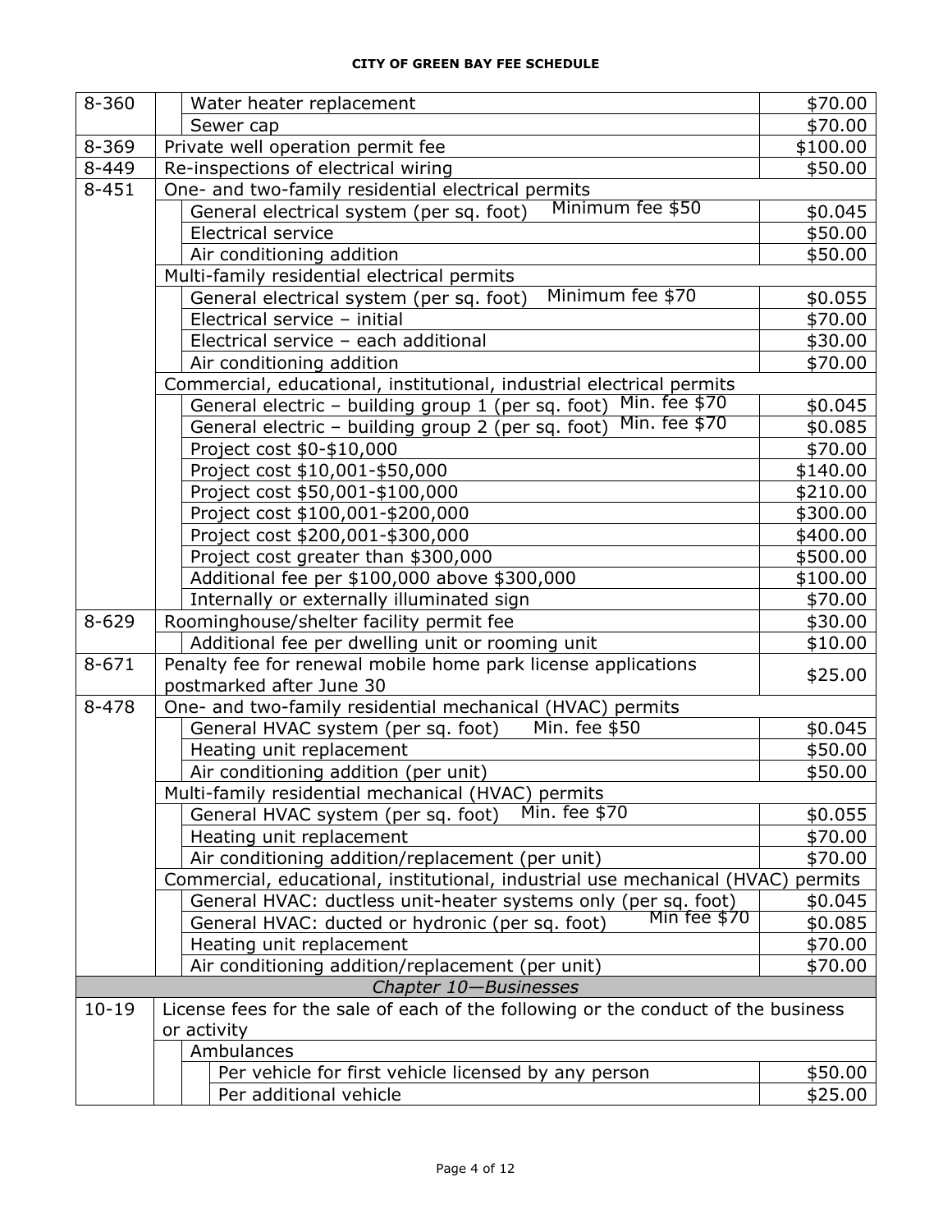**CITY OF GREEN BAY FEE SCHEDULE**

| Section | Description | Fee |
|---|---|---|
| 8-360 | Water heater replacement | $70.00 |
| | Sewer cap | $70.00 |
| 8-369 | Private well operation permit fee | $100.00 |
| 8-449 | Re-inspections of electrical wiring | $50.00 |
| 8-451 | One- and two-family residential electrical permits | |
| | General electrical system (per sq. foot) Minimum fee $50 | $0.045 |
| | Electrical service | $50.00 |
| | Air conditioning addition | $50.00 |
| | Multi-family residential electrical permits | |
| | General electrical system (per sq. foot) Minimum fee $70 | $0.055 |
| | Electrical service – initial | $70.00 |
| | Electrical service – each additional | $30.00 |
| | Air conditioning addition | $70.00 |
| | Commercial, educational, institutional, industrial electrical permits | |
| | General electric – building group 1 (per sq. foot) Min. fee $70 | $0.045 |
| | General electric – building group 2 (per sq. foot) Min. fee $70 | $0.085 |
| | Project cost $0-$10,000 | $70.00 |
| | Project cost $10,001-$50,000 | $140.00 |
| | Project cost $50,001-$100,000 | $210.00 |
| | Project cost $100,001-$200,000 | $300.00 |
| | Project cost $200,001-$300,000 | $400.00 |
| | Project cost greater than $300,000 | $500.00 |
| | Additional fee per $100,000 above $300,000 | $100.00 |
| | Internally or externally illuminated sign | $70.00 |
| 8-629 | Roominghouse/shelter facility permit fee | $30.00 |
| | Additional fee per dwelling unit or rooming unit | $10.00 |
| 8-671 | Penalty fee for renewal mobile home park license applications postmarked after June 30 | $25.00 |
| 8-478 | One- and two-family residential mechanical (HVAC) permits | |
| | General HVAC system (per sq. foot) Min. fee $50 | $0.045 |
| | Heating unit replacement | $50.00 |
| | Air conditioning addition (per unit) | $50.00 |
| | Multi-family residential mechanical (HVAC) permits | |
| | General HVAC system (per sq. foot) Min. fee $70 | $0.055 |
| | Heating unit replacement | $70.00 |
| | Air conditioning addition/replacement (per unit) | $70.00 |
| | Commercial, educational, institutional, industrial use mechanical (HVAC) permits | |
| | General HVAC: ductless unit-heater systems only (per sq. foot) | $0.045 |
| | General HVAC: ducted or hydronic (per sq. foot) Min fee $70 | $0.085 |
| | Heating unit replacement | $70.00 |
| | Air conditioning addition/replacement (per unit) | $70.00 |
| | *Chapter 10—Businesses* | |
| 10-19 | License fees for the sale of each of the following or the conduct of the business or activity | |
| | Ambulances | |
| | Per vehicle for first vehicle licensed by any person | $50.00 |
| | Per additional vehicle | $25.00 |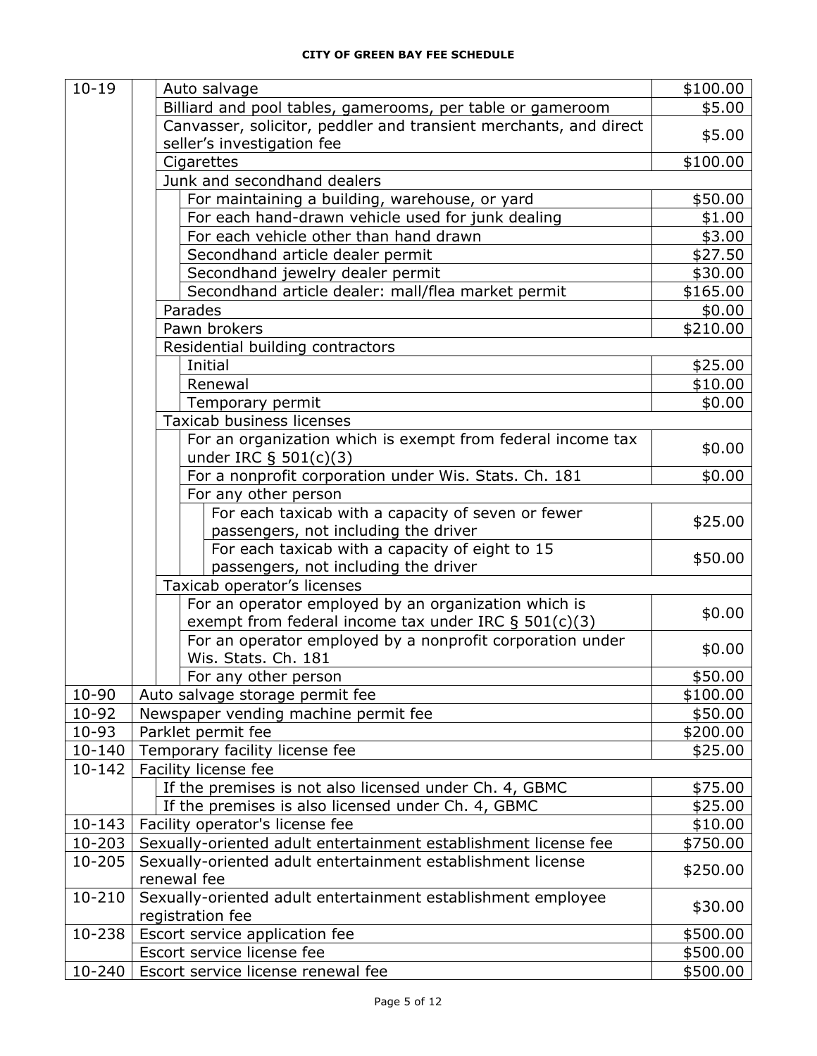| Section | Description | Fee |
|---|---|---|
| 10-19 | Auto salvage | $100.00 |
| | Billiard and pool tables, gamerooms, per table or gameroom | $5.00 |
| | Canvasser, solicitor, peddler and transient merchants, and direct seller's investigation fee | $5.00 |
| | Cigarettes | $100.00 |
| | Junk and secondhand dealers | |
| | For maintaining a building, warehouse, or yard | $50.00 |
| | For each hand-drawn vehicle used for junk dealing | $1.00 |
| | For each vehicle other than hand drawn | $3.00 |
| | Secondhand article dealer permit | $27.50 |
| | Secondhand jewelry dealer permit | $30.00 |
| | Secondhand article dealer: mall/flea market permit | $165.00 |
| | Parades | $0.00 |
| | Pawn brokers | $210.00 |
| | Residential building contractors | |
| | Initial | $25.00 |
| | Renewal | $10.00 |
| | Temporary permit | $0.00 |
| | Taxicab business licenses | |
| | For an organization which is exempt from federal income tax under IRC § 501(c)(3) | $0.00 |
| | For a nonprofit corporation under Wis. Stats. Ch. 181 | $0.00 |
| | For any other person | |
| | For each taxicab with a capacity of seven or fewer passengers, not including the driver | $25.00 |
| | For each taxicab with a capacity of eight to 15 passengers, not including the driver | $50.00 |
| | Taxicab operator's licenses | |
| | For an operator employed by an organization which is exempt from federal income tax under IRC § 501(c)(3) | $0.00 |
| | For an operator employed by a nonprofit corporation under Wis. Stats. Ch. 181 | $0.00 |
| | For any other person | $50.00 |
| 10-90 | Auto salvage storage permit fee | $100.00 |
| 10-92 | Newspaper vending machine permit fee | $50.00 |
| 10-93 | Parklet permit fee | $200.00 |
| 10-140 | Temporary facility license fee | $25.00 |
| 10-142 | Facility license fee | |
| | If the premises is not also licensed under Ch. 4, GBMC | $75.00 |
| | If the premises is also licensed under Ch. 4, GBMC | $25.00 |
| 10-143 | Facility operator's license fee | $10.00 |
| 10-203 | Sexually-oriented adult entertainment establishment license fee | $750.00 |
| 10-205 | Sexually-oriented adult entertainment establishment license renewal fee | $250.00 |
| 10-210 | Sexually-oriented adult entertainment establishment employee registration fee | $30.00 |
| 10-238 | Escort service application fee | $500.00 |
| | Escort service license fee | $500.00 |
| 10-240 | Escort service license renewal fee | $500.00 |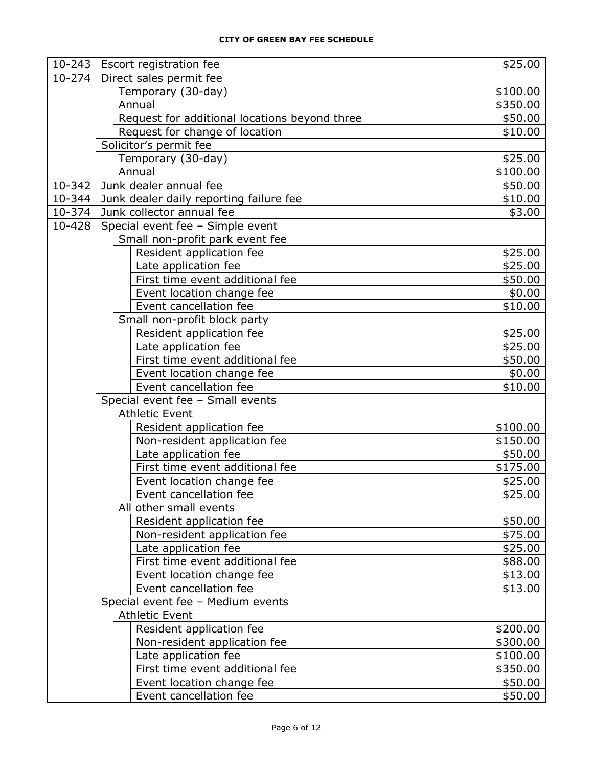**CITY OF GREEN BAY FEE SCHEDULE**

| Section | Description | Fee |
|---|---|---|
| 10-243 | Escort registration fee | $25.00 |
| 10-274 | Direct sales permit fee | |
| | Temporary (30-day) | $100.00 |
| | Annual | $350.00 |
| | Request for additional locations beyond three | $50.00 |
| | Request for change of location | $10.00 |
| | Solicitor's permit fee | |
| | Temporary (30-day) | $25.00 |
| | Annual | $100.00 |
| 10-342 | Junk dealer annual fee | $50.00 |
| 10-344 | Junk dealer daily reporting failure fee | $10.00 |
| 10-374 | Junk collector annual fee | $3.00 |
| 10-428 | Special event fee – Simple event | |
| | Small non-profit park event fee | |
| | Resident application fee | $25.00 |
| | Late application fee | $25.00 |
| | First time event additional fee | $50.00 |
| | Event location change fee | $0.00 |
| | Event cancellation fee | $10.00 |
| | Small non-profit block party | |
| | Resident application fee | $25.00 |
| | Late application fee | $25.00 |
| | First time event additional fee | $50.00 |
| | Event location change fee | $0.00 |
| | Event cancellation fee | $10.00 |
| | Special event fee – Small events | |
| | Athletic Event | |
| | Resident application fee | $100.00 |
| | Non-resident application fee | $150.00 |
| | Late application fee | $50.00 |
| | First time event additional fee | $175.00 |
| | Event location change fee | $25.00 |
| | Event cancellation fee | $25.00 |
| | All other small events | |
| | Resident application fee | $50.00 |
| | Non-resident application fee | $75.00 |
| | Late application fee | $25.00 |
| | First time event additional fee | $88.00 |
| | Event location change fee | $13.00 |
| | Event cancellation fee | $13.00 |
| | Special event fee – Medium events | |
| | Athletic Event | |
| | Resident application fee | $200.00 |
| | Non-resident application fee | $300.00 |
| | Late application fee | $100.00 |
| | First time event additional fee | $350.00 |
| | Event location change fee | $50.00 |
| | Event cancellation fee | $50.00 |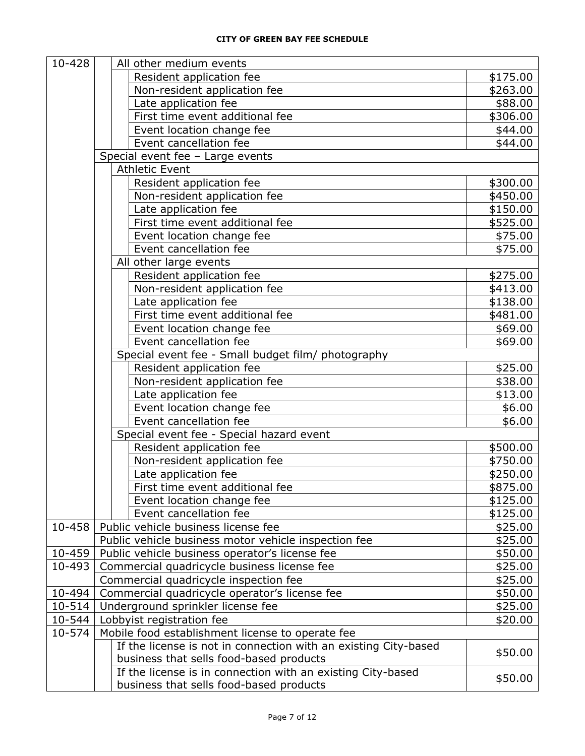| Code | Description | Fee |
| --- | --- | --- |
| 10-428 | All other medium events | |
| | Resident application fee | $175.00 |
| | Non-resident application fee | $263.00 |
| | Late application fee | $88.00 |
| | First time event additional fee | $306.00 |
| | Event location change fee | $44.00 |
| | Event cancellation fee | $44.00 |
| | Special event fee – Large events | |
| | Athletic Event | |
| | Resident application fee | $300.00 |
| | Non-resident application fee | $450.00 |
| | Late application fee | $150.00 |
| | First time event additional fee | $525.00 |
| | Event location change fee | $75.00 |
| | Event cancellation fee | $75.00 |
| | All other large events | |
| | Resident application fee | $275.00 |
| | Non-resident application fee | $413.00 |
| | Late application fee | $138.00 |
| | First time event additional fee | $481.00 |
| | Event location change fee | $69.00 |
| | Event cancellation fee | $69.00 |
| | Special event fee - Small budget film/ photography | |
| | Resident application fee | $25.00 |
| | Non-resident application fee | $38.00 |
| | Late application fee | $13.00 |
| | Event location change fee | $6.00 |
| | Event cancellation fee | $6.00 |
| | Special event fee - Special hazard event | |
| | Resident application fee | $500.00 |
| | Non-resident application fee | $750.00 |
| | Late application fee | $250.00 |
| | First time event additional fee | $875.00 |
| | Event location change fee | $125.00 |
| | Event cancellation fee | $125.00 |
| 10-458 | Public vehicle business license fee | $25.00 |
| | Public vehicle business motor vehicle inspection fee | $25.00 |
| 10-459 | Public vehicle business operator's license fee | $50.00 |
| 10-493 | Commercial quadricycle business license fee | $25.00 |
| | Commercial quadricycle inspection fee | $25.00 |
| 10-494 | Commercial quadricycle operator's license fee | $50.00 |
| 10-514 | Underground sprinkler license fee | $25.00 |
| 10-544 | Lobbyist registration fee | $20.00 |
| 10-574 | Mobile food establishment license to operate fee | |
| | If the license is not in connection with an existing City-based business that sells food-based products | $50.00 |
| | If the license is in connection with an existing City-based business that sells food-based products | $50.00 |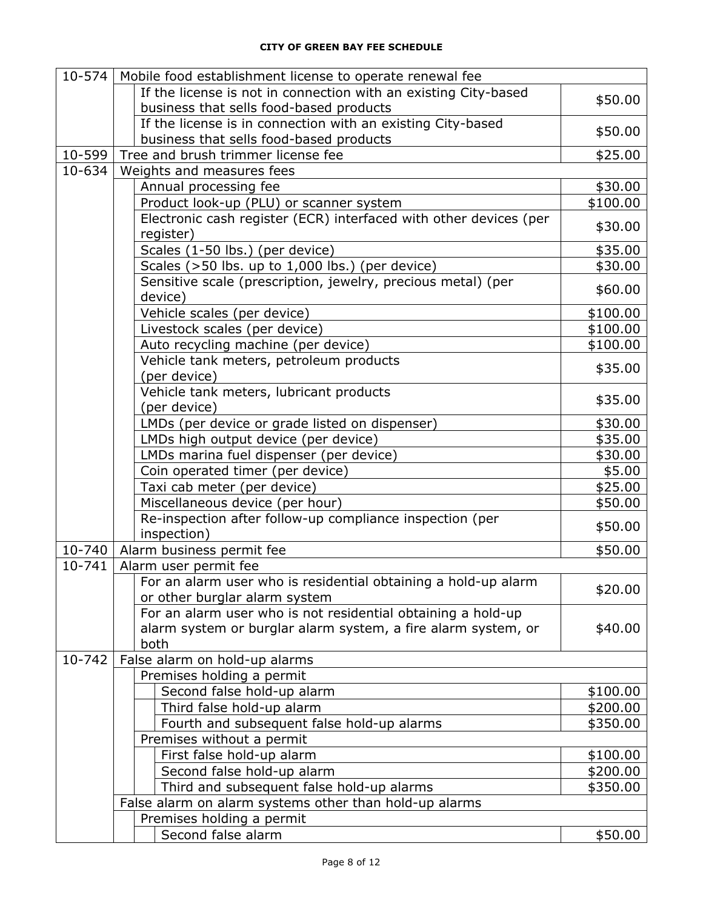**CITY OF GREEN BAY FEE SCHEDULE**

| | | | | |
|---|---|---|---|---|
| 10-574 | Mobile food establishment license to operate renewal fee | | | |
| | | If the license is not in connection with an existing City-based business that sells food-based products | | $50.00 |
| | | If the license is in connection with an existing City-based business that sells food-based products | | $50.00 |
| 10-599 | Tree and brush trimmer license fee | | | $25.00 |
| 10-634 | Weights and measures fees | | | |
| | | Annual processing fee | | $30.00 |
| | | Product look-up (PLU) or scanner system | | $100.00 |
| | | Electronic cash register (ECR) interfaced with other devices (per register) | | $30.00 |
| | | Scales (1-50 lbs.) (per device) | | $35.00 |
| | | Scales (>50 lbs. up to 1,000 lbs.) (per device) | | $30.00 |
| | | Sensitive scale (prescription, jewelry, precious metal) (per device) | | $60.00 |
| | | Vehicle scales (per device) | | $100.00 |
| | | Livestock scales (per device) | | $100.00 |
| | | Auto recycling machine (per device) | | $100.00 |
| | | Vehicle tank meters, petroleum products (per device) | | $35.00 |
| | | Vehicle tank meters, lubricant products (per device) | | $35.00 |
| | | LMDs (per device or grade listed on dispenser) | | $30.00 |
| | | LMDs high output device (per device) | | $35.00 |
| | | LMDs marina fuel dispenser (per device) | | $30.00 |
| | | Coin operated timer (per device) | | $5.00 |
| | | Taxi cab meter (per device) | | $25.00 |
| | | Miscellaneous device (per hour) | | $50.00 |
| | | Re-inspection after follow-up compliance inspection (per inspection) | | $50.00 |
| 10-740 | Alarm business permit fee | | | $50.00 |
| 10-741 | Alarm user permit fee | | | |
| | | For an alarm user who is residential obtaining a hold-up alarm or other burglar alarm system | | $20.00 |
| | | For an alarm user who is not residential obtaining a hold-up alarm system or burglar alarm system, a fire alarm system, or both | | $40.00 |
| 10-742 | False alarm on hold-up alarms | | | |
| | | Premises holding a permit | | |
| | | | Second false hold-up alarm | $100.00 |
| | | | Third false hold-up alarm | $200.00 |
| | | | Fourth and subsequent false hold-up alarms | $350.00 |
| | | Premises without a permit | | |
| | | | First false hold-up alarm | $100.00 |
| | | | Second false hold-up alarm | $200.00 |
| | | | Third and subsequent false hold-up alarms | $350.00 |
| | False alarm on alarm systems other than hold-up alarms | | | |
| | | Premises holding a permit | | |
| | | | Second false alarm | $50.00 |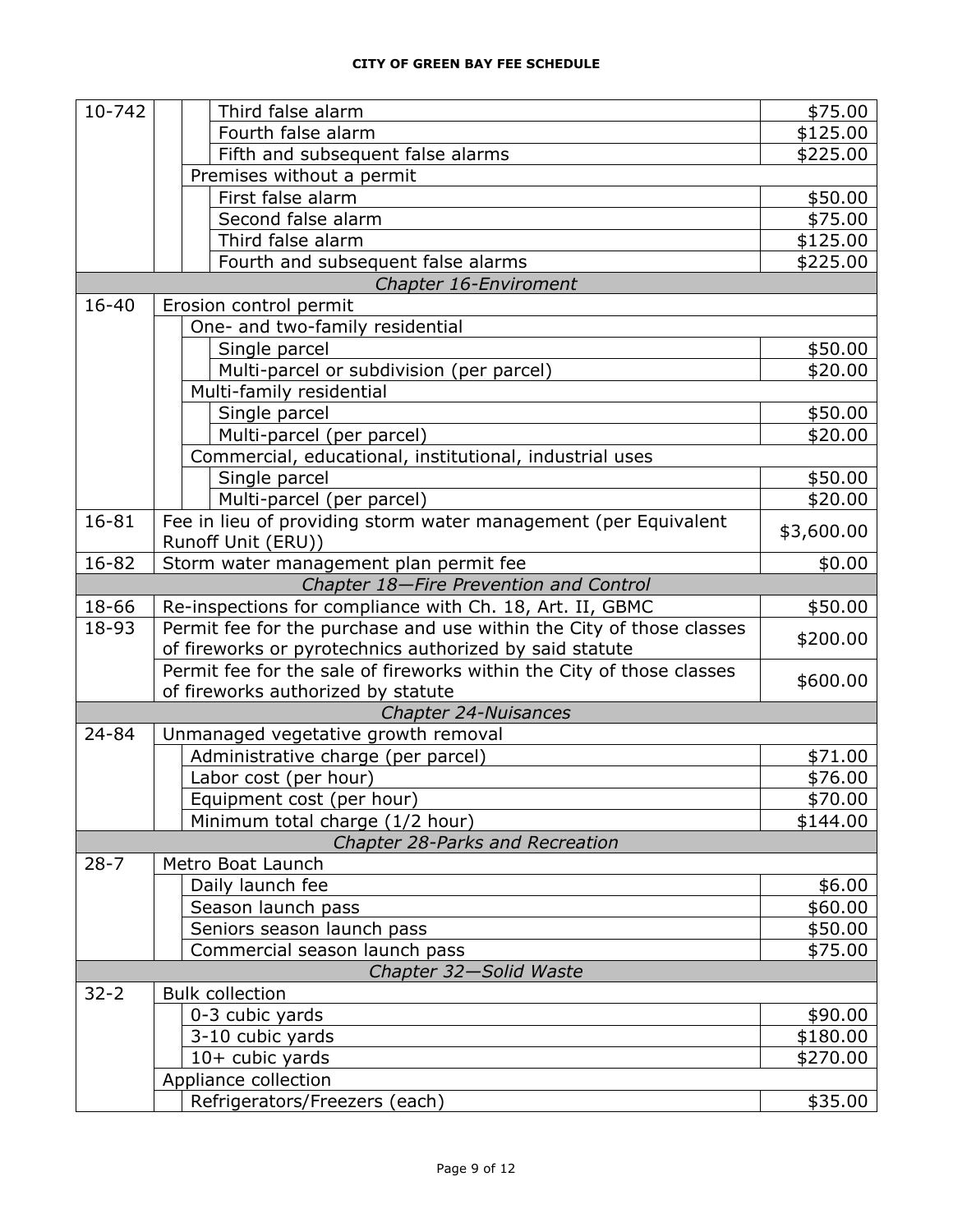| Section | Description | Fee |
|---|---|---|
| 10-742 | Third false alarm | $75.00 |
| | Fourth false alarm | $125.00 |
| | Fifth and subsequent false alarms | $225.00 |
| | Premises without a permit | |
| | First false alarm | $50.00 |
| | Second false alarm | $75.00 |
| | Third false alarm | $125.00 |
| | Fourth and subsequent false alarms | $225.00 |
| | *Chapter 16-Enviroment* | |
| 16-40 | Erosion control permit | |
| | One- and two-family residential | |
| | Single parcel | $50.00 |
| | Multi-parcel or subdivision (per parcel) | $20.00 |
| | Multi-family residential | |
| | Single parcel | $50.00 |
| | Multi-parcel (per parcel) | $20.00 |
| | Commercial, educational, institutional, industrial uses | |
| | Single parcel | $50.00 |
| | Multi-parcel (per parcel) | $20.00 |
| 16-81 | Fee in lieu of providing storm water management (per Equivalent Runoff Unit (ERU)) | $3,600.00 |
| 16-82 | Storm water management plan permit fee | $0.00 |
| | *Chapter 18—Fire Prevention and Control* | |
| 18-66 | Re-inspections for compliance with Ch. 18, Art. II, GBMC | $50.00 |
| 18-93 | Permit fee for the purchase and use within the City of those classes of fireworks or pyrotechnics authorized by said statute | $200.00 |
| | Permit fee for the sale of fireworks within the City of those classes of fireworks authorized by statute | $600.00 |
| | *Chapter 24-Nuisances* | |
| 24-84 | Unmanaged vegetative growth removal | |
| | Administrative charge (per parcel) | $71.00 |
| | Labor cost (per hour) | $76.00 |
| | Equipment cost (per hour) | $70.00 |
| | Minimum total charge (1/2 hour) | $144.00 |
| | *Chapter 28-Parks and Recreation* | |
| 28-7 | Metro Boat Launch | |
| | Daily launch fee | $6.00 |
| | Season launch pass | $60.00 |
| | Seniors season launch pass | $50.00 |
| | Commercial season launch pass | $75.00 |
| | *Chapter 32—Solid Waste* | |
| 32-2 | Bulk collection | |
| | 0-3 cubic yards | $90.00 |
| | 3-10 cubic yards | $180.00 |
| | 10+ cubic yards | $270.00 |
| | Appliance collection | |
| | Refrigerators/Freezers (each) | $35.00 |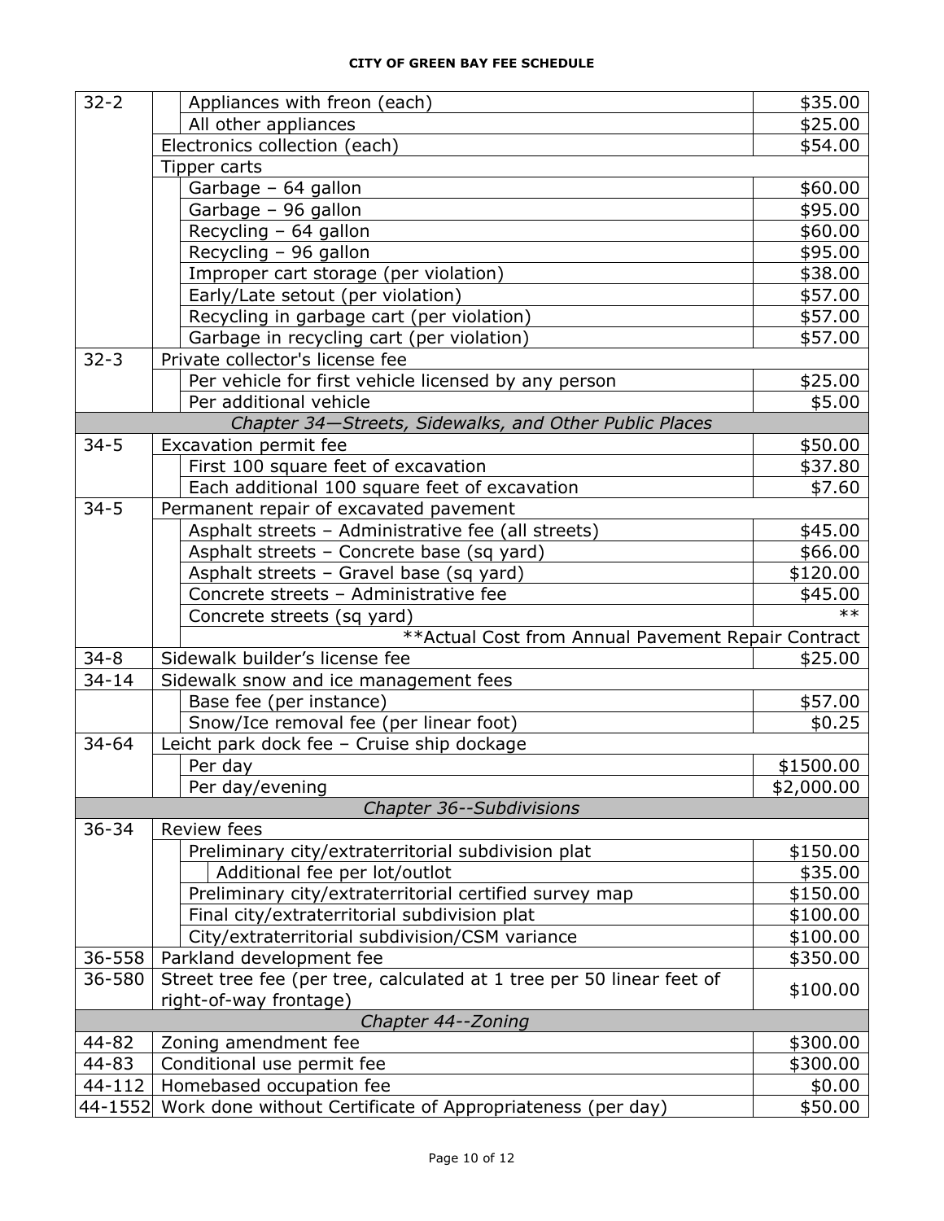**CITY OF GREEN BAY FEE SCHEDULE**

| Code | Description | Fee |
|---|---|---|
| 32-2 | Appliances with freon (each) | $35.00 |
| | All other appliances | $25.00 |
| | Electronics collection (each) | $54.00 |
| | Tipper carts | |
| | Garbage – 64 gallon | $60.00 |
| | Garbage – 96 gallon | $95.00 |
| | Recycling – 64 gallon | $60.00 |
| | Recycling – 96 gallon | $95.00 |
| | Improper cart storage (per violation) | $38.00 |
| | Early/Late setout (per violation) | $57.00 |
| | Recycling in garbage cart (per violation) | $57.00 |
| | Garbage in recycling cart (per violation) | $57.00 |
| 32-3 | Private collector's license fee | |
| | Per vehicle for first vehicle licensed by any person | $25.00 |
| | Per additional vehicle | $5.00 |
| | *Chapter 34—Streets, Sidewalks, and Other Public Places* | |
| 34-5 | Excavation permit fee | $50.00 |
| | First 100 square feet of excavation | $37.80 |
| | Each additional 100 square feet of excavation | $7.60 |
| 34-5 | Permanent repair of excavated pavement | |
| | Asphalt streets – Administrative fee (all streets) | $45.00 |
| | Asphalt streets – Concrete base (sq yard) | $66.00 |
| | Asphalt streets – Gravel base (sq yard) | $120.00 |
| | Concrete streets – Administrative fee | $45.00 |
| | Concrete streets (sq yard) | ** |
| | **Actual Cost from Annual Pavement Repair Contract | |
| 34-8 | Sidewalk builder's license fee | $25.00 |
| 34-14 | Sidewalk snow and ice management fees | |
| | Base fee (per instance) | $57.00 |
| | Snow/Ice removal fee (per linear foot) | $0.25 |
| 34-64 | Leicht park dock fee – Cruise ship dockage | |
| | Per day | $1500.00 |
| | Per day/evening | $2,000.00 |
| | *Chapter 36--Subdivisions* | |
| 36-34 | Review fees | |
| | Preliminary city/extraterritorial subdivision plat | $150.00 |
| | Additional fee per lot/outlot | $35.00 |
| | Preliminary city/extraterritorial certified survey map | $150.00 |
| | Final city/extraterritorial subdivision plat | $100.00 |
| | City/extraterritorial subdivision/CSM variance | $100.00 |
| 36-558 | Parkland development fee | $350.00 |
| 36-580 | Street tree fee (per tree, calculated at 1 tree per 50 linear feet of right-of-way frontage) | $100.00 |
| | *Chapter 44--Zoning* | |
| 44-82 | Zoning amendment fee | $300.00 |
| 44-83 | Conditional use permit fee | $300.00 |
| 44-112 | Homebased occupation fee | $0.00 |
| 44-1552 | Work done without Certificate of Appropriateness (per day) | $50.00 |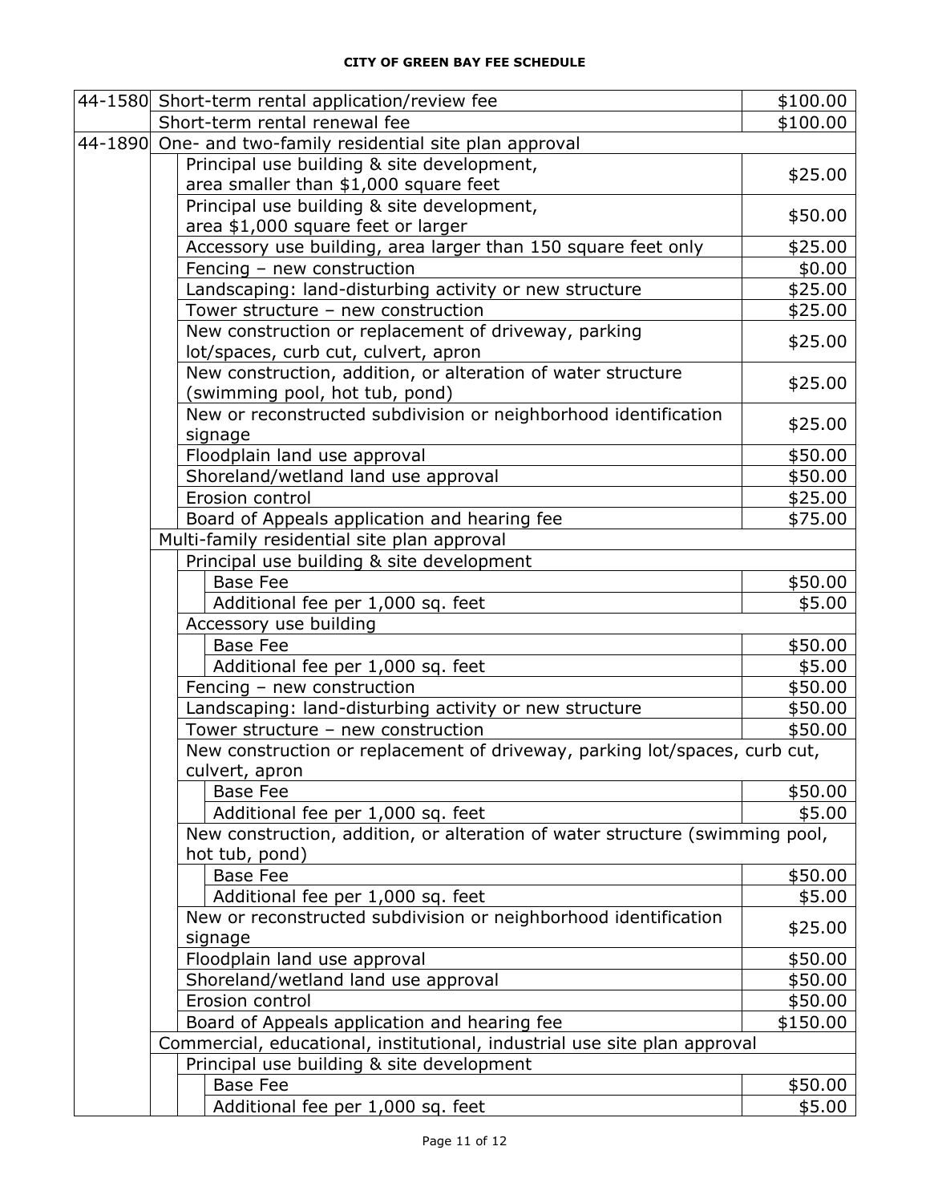**CITY OF GREEN BAY FEE SCHEDULE**

| Section | Description | Fee |
|---|---|---|
| 44-1580 | Short-term rental application/review fee | $100.00 |
| | Short-term rental renewal fee | $100.00 |
| 44-1890 | One- and two-family residential site plan approval | |
| | Principal use building & site development, area smaller than $1,000 square feet | $25.00 |
| | Principal use building & site development, area $1,000 square feet or larger | $50.00 |
| | Accessory use building, area larger than 150 square feet only | $25.00 |
| | Fencing – new construction | $0.00 |
| | Landscaping: land-disturbing activity or new structure | $25.00 |
| | Tower structure – new construction | $25.00 |
| | New construction or replacement of driveway, parking lot/spaces, curb cut, culvert, apron | $25.00 |
| | New construction, addition, or alteration of water structure (swimming pool, hot tub, pond) | $25.00 |
| | New or reconstructed subdivision or neighborhood identification signage | $25.00 |
| | Floodplain land use approval | $50.00 |
| | Shoreland/wetland land use approval | $50.00 |
| | Erosion control | $25.00 |
| | Board of Appeals application and hearing fee | $75.00 |
| | Multi-family residential site plan approval | |
| | Principal use building & site development | |
| | Base Fee | $50.00 |
| | Additional fee per 1,000 sq. feet | $5.00 |
| | Accessory use building | |
| | Base Fee | $50.00 |
| | Additional fee per 1,000 sq. feet | $5.00 |
| | Fencing – new construction | $50.00 |
| | Landscaping: land-disturbing activity or new structure | $50.00 |
| | Tower structure – new construction | $50.00 |
| | New construction or replacement of driveway, parking lot/spaces, curb cut, culvert, apron | |
| | Base Fee | $50.00 |
| | Additional fee per 1,000 sq. feet | $5.00 |
| | New construction, addition, or alteration of water structure (swimming pool, hot tub, pond) | |
| | Base Fee | $50.00 |
| | Additional fee per 1,000 sq. feet | $5.00 |
| | New or reconstructed subdivision or neighborhood identification signage | $25.00 |
| | Floodplain land use approval | $50.00 |
| | Shoreland/wetland land use approval | $50.00 |
| | Erosion control | $50.00 |
| | Board of Appeals application and hearing fee | $150.00 |
| | Commercial, educational, institutional, industrial use site plan approval | |
| | Principal use building & site development | |
| | Base Fee | $50.00 |
| | Additional fee per 1,000 sq. feet | $5.00 |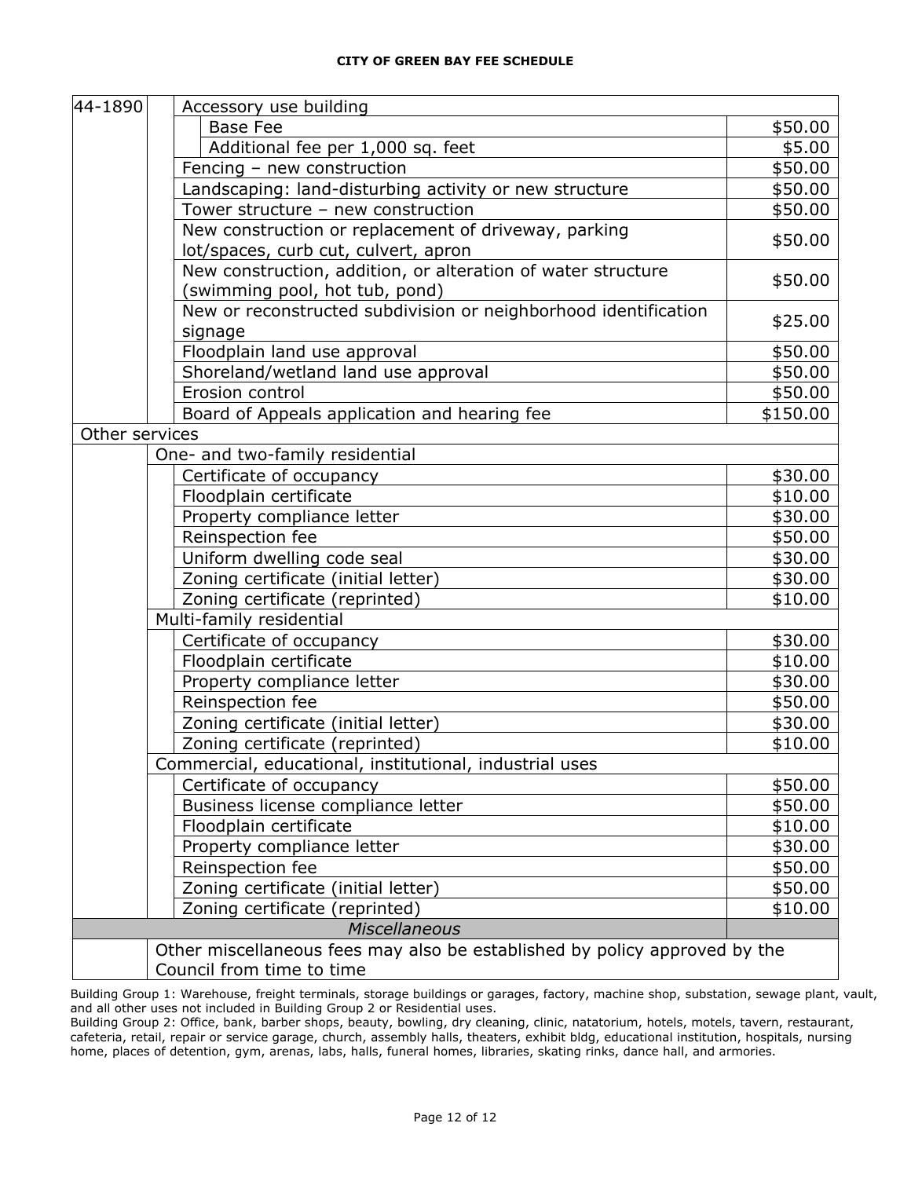| | | | |
|---|---|---|---|
| 44-1890 | Accessory use building | | |
| | | Base Fee | $50.00 |
| | | Additional fee per 1,000 sq. feet | $5.00 |
| | Fencing – new construction | | $50.00 |
| | Landscaping: land-disturbing activity or new structure | | $50.00 |
| | Tower structure – new construction | | $50.00 |
| | New construction or replacement of driveway, parking lot/spaces, curb cut, culvert, apron | | $50.00 |
| | New construction, addition, or alteration of water structure (swimming pool, hot tub, pond) | | $50.00 |
| | New or reconstructed subdivision or neighborhood identification signage | | $25.00 |
| | Floodplain land use approval | | $50.00 |
| | Shoreland/wetland land use approval | | $50.00 |
| | Erosion control | | $50.00 |
| | Board of Appeals application and hearing fee | | $150.00 |
| Other services | | | |
| | One- and two-family residential | | |
| | | Certificate of occupancy | $30.00 |
| | | Floodplain certificate | $10.00 |
| | | Property compliance letter | $30.00 |
| | | Reinspection fee | $50.00 |
| | | Uniform dwelling code seal | $30.00 |
| | | Zoning certificate (initial letter) | $30.00 |
| | | Zoning certificate (reprinted) | $10.00 |
| | Multi-family residential | | |
| | | Certificate of occupancy | $30.00 |
| | | Floodplain certificate | $10.00 |
| | | Property compliance letter | $30.00 |
| | | Reinspection fee | $50.00 |
| | | Zoning certificate (initial letter) | $30.00 |
| | | Zoning certificate (reprinted) | $10.00 |
| | Commercial, educational, institutional, industrial uses | | |
| | | Certificate of occupancy | $50.00 |
| | | Business license compliance letter | $50.00 |
| | | Floodplain certificate | $10.00 |
| | | Property compliance letter | $30.00 |
| | | Reinspection fee | $50.00 |
| | | Zoning certificate (initial letter) | $50.00 |
| | | Zoning certificate (reprinted) | $10.00 |
| | *Miscellaneous* | | |
| | Other miscellaneous fees may also be established by policy approved by the Council from time to time | | |

Building Group 1: Warehouse, freight terminals, storage buildings or garages, factory, machine shop, substation, sewage plant, vault, and all other uses not included in Building Group 2 or Residential uses.

Building Group 2: Office, bank, barber shops, beauty, bowling, dry cleaning, clinic, natatorium, hotels, motels, tavern, restaurant, cafeteria, retail, repair or service garage, church, assembly halls, theaters, exhibit bldg, educational institution, hospitals, nursing home, places of detention, gym, arenas, labs, halls, funeral homes, libraries, skating rinks, dance hall, and armories.